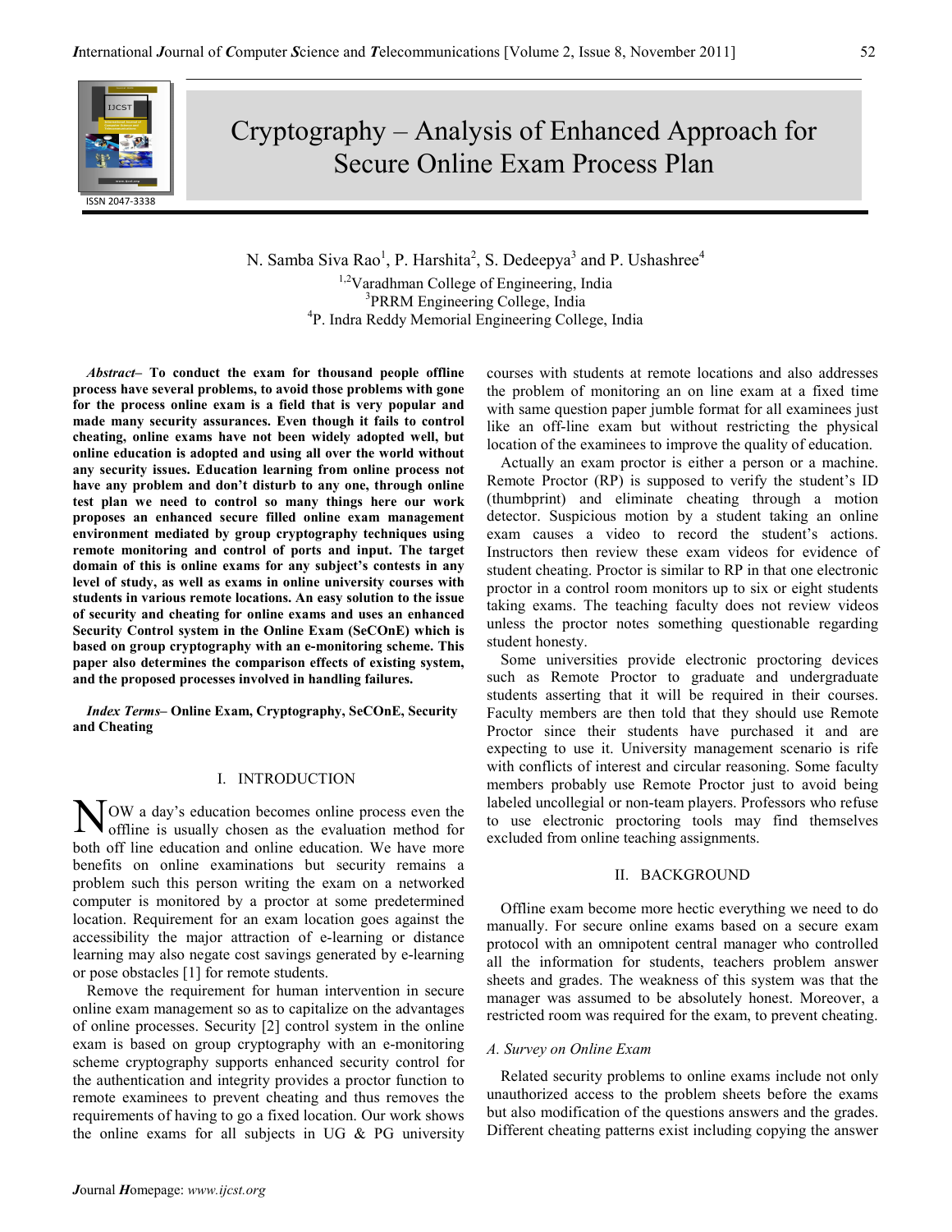# Cryptography – Analysis of Enhanced Approach for Secure Online Exam Process Plan

N. Samba Siva Rao[1], P. Harshita[2], S. Dedeepya[3] and P. Ushashree[4]

[1,2]Varadhman College of Engineering, India
[3]PRRM Engineering College, India
[4]P. Indra Reddy Memorial Engineering College, India

***Abstract*– To conduct the exam for thousand people offline process have several problems, to avoid those problems with gone for the process online exam is a field that is very popular and made many security assurances. Even though it fails to control cheating, online exams have not been widely adopted well, but online education is adopted and using all over the world without any security issues. Education learning from online process not have any problem and don't disturb to any one, through online test plan we need to control so many things here our work proposes an enhanced secure filled online exam management environment mediated by group cryptography techniques using remote monitoring and control of ports and input. The target domain of this is online exams for any subject's contests in any level of study, as well as exams in online university courses with students in various remote locations. An easy solution to the issue of security and cheating for online exams and uses an enhanced Security Control system in the Online Exam (SeCOnE) which is based on group cryptography with an e-monitoring scheme. This paper also determines the comparison effects of existing system, and the proposed processes involved in handling failures.**

***Index Terms*– Online Exam, Cryptography, SeCOnE, Security and Cheating**

## I. INTRODUCTION

NOW a day's education becomes online process even the offline is usually chosen as the evaluation method for both off line education and online education. We have more benefits on online examinations but security remains a problem such this person writing the exam on a networked computer is monitored by a proctor at some predetermined location. Requirement for an exam location goes against the accessibility the major attraction of e-learning or distance learning may also negate cost savings generated by e-learning or pose obstacles [1] for remote students.

Remove the requirement for human intervention in secure online exam management so as to capitalize on the advantages of online processes. Security [2] control system in the online exam is based on group cryptography with an e-monitoring scheme cryptography supports enhanced security control for the authentication and integrity provides a proctor function to remote examinees to prevent cheating and thus removes the requirements of having to go a fixed location. Our work shows the online exams for all subjects in UG & PG university courses with students at remote locations and also addresses the problem of monitoring an on line exam at a fixed time with same question paper jumble format for all examinees just like an off-line exam but without restricting the physical location of the examinees to improve the quality of education.

Actually an exam proctor is either a person or a machine. Remote Proctor (RP) is supposed to verify the student's ID (thumbprint) and eliminate cheating through a motion detector. Suspicious motion by a student taking an online exam causes a video to record the student's actions. Instructors then review these exam videos for evidence of student cheating. Proctor is similar to RP in that one electronic proctor in a control room monitors up to six or eight students taking exams. The teaching faculty does not review videos unless the proctor notes something questionable regarding student honesty.

Some universities provide electronic proctoring devices such as Remote Proctor to graduate and undergraduate students asserting that it will be required in their courses. Faculty members are then told that they should use Remote Proctor since their students have purchased it and are expecting to use it. University management scenario is rife with conflicts of interest and circular reasoning. Some faculty members probably use Remote Proctor just to avoid being labeled uncollegial or non-team players. Professors who refuse to use electronic proctoring tools may find themselves excluded from online teaching assignments.

## II. BACKGROUND

Offline exam become more hectic everything we need to do manually. For secure online exams based on a secure exam protocol with an omnipotent central manager who controlled all the information for students, teachers problem answer sheets and grades. The weakness of this system was that the manager was assumed to be absolutely honest. Moreover, a restricted room was required for the exam, to prevent cheating.

### A. Survey on Online Exam

Related security problems to online exams include not only unauthorized access to the problem sheets before the exams but also modification of the questions answers and the grades. Different cheating patterns exist including copying the answer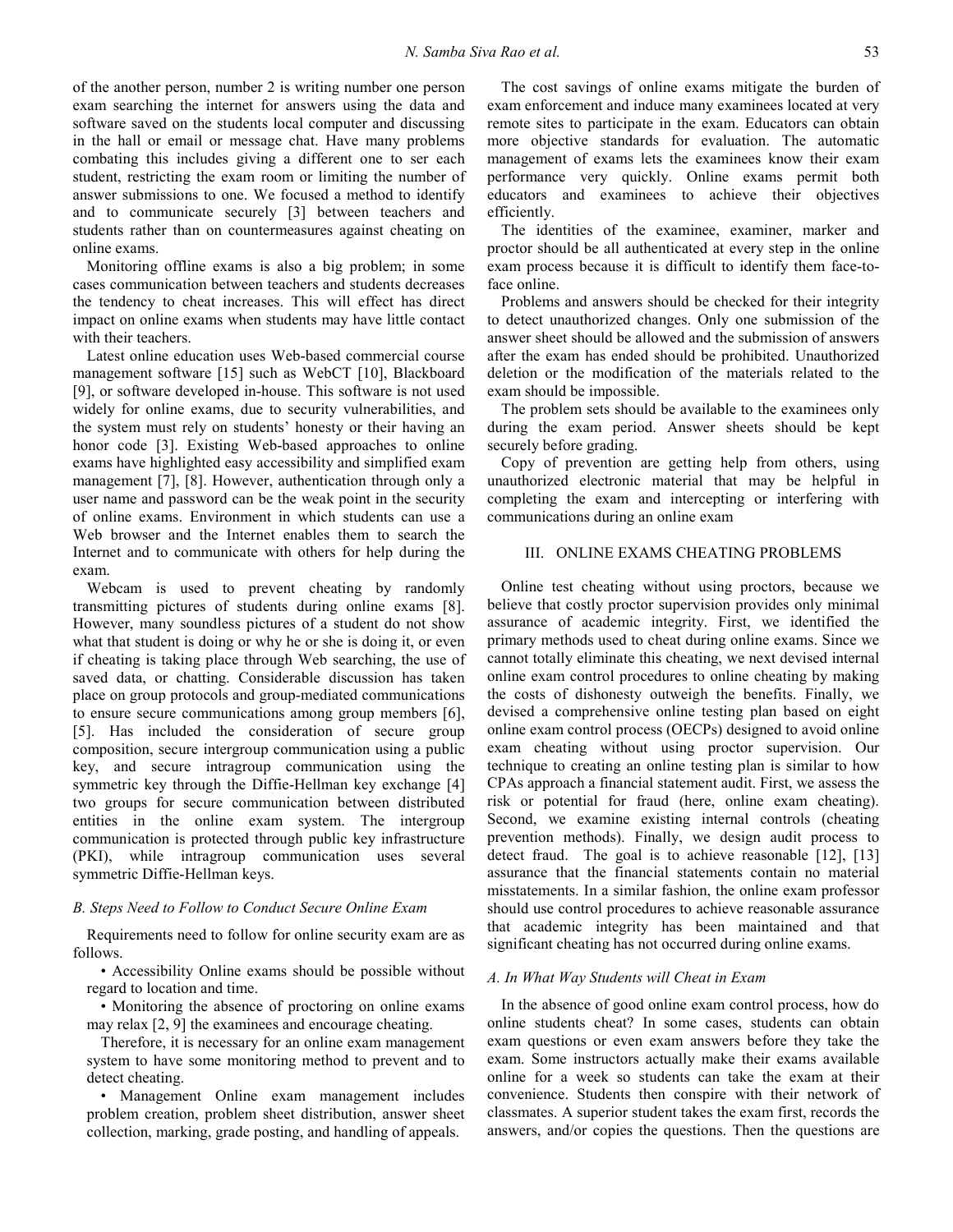of the another person, number 2 is writing number one person exam searching the internet for answers using the data and software saved on the students local computer and discussing in the hall or email or message chat. Have many problems combating this includes giving a different one to ser each student, restricting the exam room or limiting the number of answer submissions to one. We focused a method to identify and to communicate securely [3] between teachers and students rather than on countermeasures against cheating on online exams.

Monitoring offline exams is also a big problem; in some cases communication between teachers and students decreases the tendency to cheat increases. This will effect has direct impact on online exams when students may have little contact with their teachers.

Latest online education uses Web-based commercial course management software [15] such as WebCT [10], Blackboard [9], or software developed in-house. This software is not used widely for online exams, due to security vulnerabilities, and the system must rely on students' honesty or their having an honor code [3]. Existing Web-based approaches to online exams have highlighted easy accessibility and simplified exam management [7], [8]. However, authentication through only a user name and password can be the weak point in the security of online exams. Environment in which students can use a Web browser and the Internet enables them to search the Internet and to communicate with others for help during the exam.

Webcam is used to prevent cheating by randomly transmitting pictures of students during online exams [8]. However, many soundless pictures of a student do not show what that student is doing or why he or she is doing it, or even if cheating is taking place through Web searching, the use of saved data, or chatting. Considerable discussion has taken place on group protocols and group-mediated communications to ensure secure communications among group members [6], [5]. Has included the consideration of secure group composition, secure intergroup communication using a public key, and secure intragroup communication using the symmetric key through the Diffie-Hellman key exchange [4] two groups for secure communication between distributed entities in the online exam system. The intergroup communication is protected through public key infrastructure (PKI), while intragroup communication uses several symmetric Diffie-Hellman keys.

### B. Steps Need to Follow to Conduct Secure Online Exam

Requirements need to follow for online security exam are as follows.

- Accessibility Online exams should be possible without regard to location and time.
- Monitoring the absence of proctoring on online exams may relax [2, 9] the examinees and encourage cheating.

Therefore, it is necessary for an online exam management system to have some monitoring method to prevent and to detect cheating.

- Management Online exam management includes problem creation, problem sheet distribution, answer sheet collection, marking, grade posting, and handling of appeals.

The cost savings of online exams mitigate the burden of exam enforcement and induce many examinees located at very remote sites to participate in the exam. Educators can obtain more objective standards for evaluation. The automatic management of exams lets the examinees know their exam performance very quickly. Online exams permit both educators and examinees to achieve their objectives efficiently.

The identities of the examinee, examiner, marker and proctor should be all authenticated at every step in the online exam process because it is difficult to identify them face-to-face online.

Problems and answers should be checked for their integrity to detect unauthorized changes. Only one submission of the answer sheet should be allowed and the submission of answers after the exam has ended should be prohibited. Unauthorized deletion or the modification of the materials related to the exam should be impossible.

The problem sets should be available to the examinees only during the exam period. Answer sheets should be kept securely before grading.

Copy of prevention are getting help from others, using unauthorized electronic material that may be helpful in completing the exam and intercepting or interfering with communications during an online exam

## III. ONLINE EXAMS CHEATING PROBLEMS

Online test cheating without using proctors, because we believe that costly proctor supervision provides only minimal assurance of academic integrity. First, we identified the primary methods used to cheat during online exams. Since we cannot totally eliminate this cheating, we next devised internal online exam control procedures to online cheating by making the costs of dishonesty outweigh the benefits. Finally, we devised a comprehensive online testing plan based on eight online exam control process (OECPs) designed to avoid online exam cheating without using proctor supervision. Our technique to creating an online testing plan is similar to how CPAs approach a financial statement audit. First, we assess the risk or potential for fraud (here, online exam cheating). Second, we examine existing internal controls (cheating prevention methods). Finally, we design audit process to detect fraud. The goal is to achieve reasonable [12], [13] assurance that the financial statements contain no material misstatements. In a similar fashion, the online exam professor should use control procedures to achieve reasonable assurance that academic integrity has been maintained and that significant cheating has not occurred during online exams.

### A. In What Way Students will Cheat in Exam

In the absence of good online exam control process, how do online students cheat? In some cases, students can obtain exam questions or even exam answers before they take the exam. Some instructors actually make their exams available online for a week so students can take the exam at their convenience. Students then conspire with their network of classmates. A superior student takes the exam first, records the answers, and/or copies the questions. Then the questions are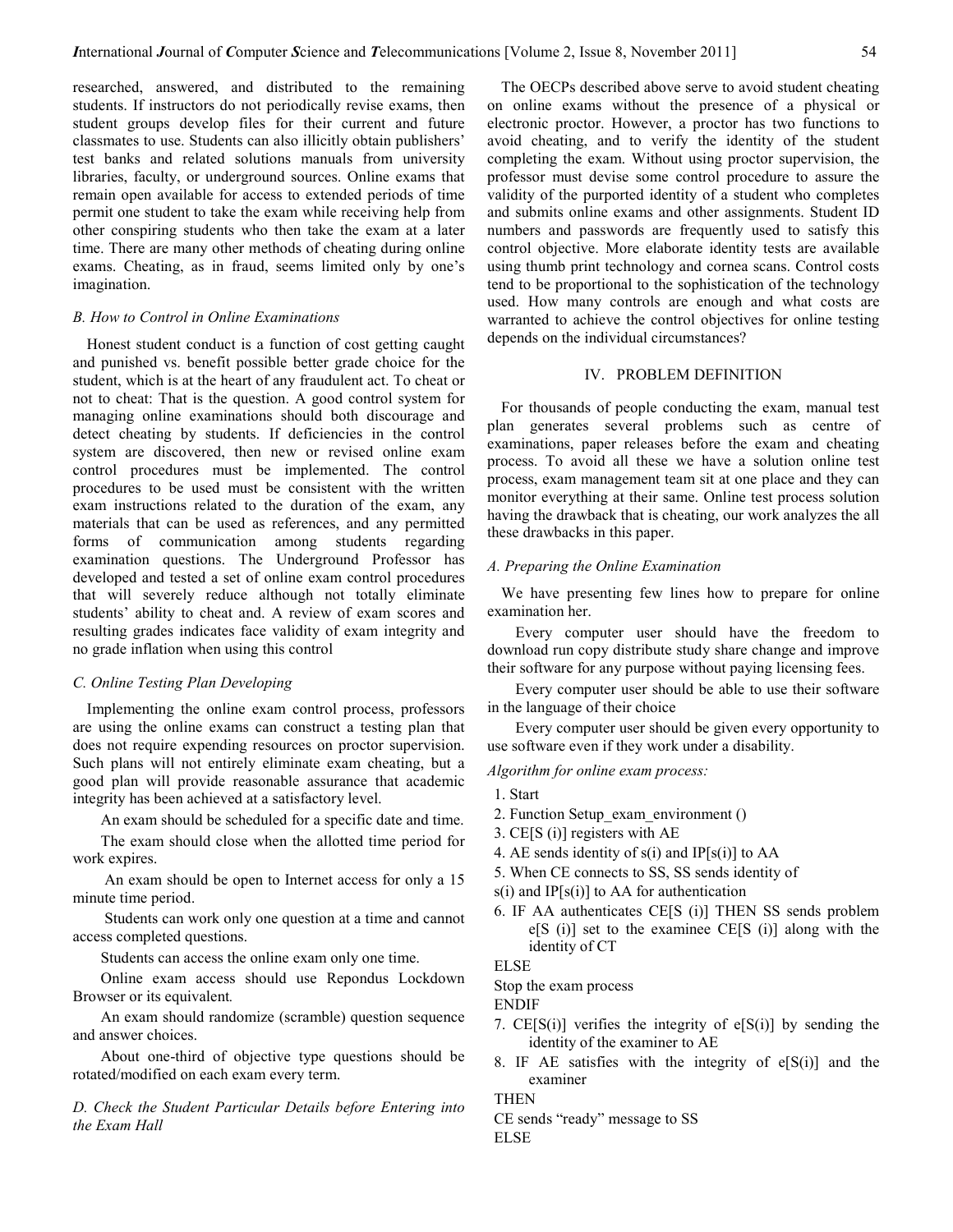researched, answered, and distributed to the remaining students. If instructors do not periodically revise exams, then student groups develop files for their current and future classmates to use. Students can also illicitly obtain publishers' test banks and related solutions manuals from university libraries, faculty, or underground sources. Online exams that remain open available for access to extended periods of time permit one student to take the exam while receiving help from other conspiring students who then take the exam at a later time. There are many other methods of cheating during online exams. Cheating, as in fraud, seems limited only by one's imagination.

### *B. How to Control in Online Examinations*

Honest student conduct is a function of cost getting caught and punished vs. benefit possible better grade choice for the student, which is at the heart of any fraudulent act. To cheat or not to cheat: That is the question. A good control system for managing online examinations should both discourage and detect cheating by students. If deficiencies in the control system are discovered, then new or revised online exam control procedures must be implemented. The control procedures to be used must be consistent with the written exam instructions related to the duration of the exam, any materials that can be used as references, and any permitted forms of communication among students regarding examination questions. The Underground Professor has developed and tested a set of online exam control procedures that will severely reduce although not totally eliminate students' ability to cheat and. A review of exam scores and resulting grades indicates face validity of exam integrity and no grade inflation when using this control

### *C. Online Testing Plan Developing*

Implementing the online exam control process, professors are using the online exams can construct a testing plan that does not require expending resources on proctor supervision. Such plans will not entirely eliminate exam cheating, but a good plan will provide reasonable assurance that academic integrity has been achieved at a satisfactory level.

An exam should be scheduled for a specific date and time.

The exam should close when the allotted time period for work expires.

An exam should be open to Internet access for only a 15 minute time period.

Students can work only one question at a time and cannot access completed questions.

Students can access the online exam only one time.

Online exam access should use Repondus Lockdown Browser or its equivalent.

An exam should randomize (scramble) question sequence and answer choices.

About one-third of objective type questions should be rotated/modified on each exam every term.

### *D. Check the Student Particular Details before Entering into the Exam Hall*

The OECPs described above serve to avoid student cheating on online exams without the presence of a physical or electronic proctor. However, a proctor has two functions to avoid cheating, and to verify the identity of the student completing the exam. Without using proctor supervision, the professor must devise some control procedure to assure the validity of the purported identity of a student who completes and submits online exams and other assignments. Student ID numbers and passwords are frequently used to satisfy this control objective. More elaborate identity tests are available using thumb print technology and cornea scans. Control costs tend to be proportional to the sophistication of the technology used. How many controls are enough and what costs are warranted to achieve the control objectives for online testing depends on the individual circumstances?

## IV. PROBLEM DEFINITION

For thousands of people conducting the exam, manual test plan generates several problems such as centre of examinations, paper releases before the exam and cheating process. To avoid all these we have a solution online test process, exam management team sit at one place and they can monitor everything at their same. Online test process solution having the drawback that is cheating, our work analyzes the all these drawbacks in this paper.

### *A. Preparing the Online Examination*

We have presenting few lines how to prepare for online examination her.

Every computer user should have the freedom to download run copy distribute study share change and improve their software for any purpose without paying licensing fees.

Every computer user should be able to use their software in the language of their choice

Every computer user should be given every opportunity to use software even if they work under a disability.

*Algorithm for online exam process:*

1. Start
2. Function Setup_exam_environment ()
3. CE[S (i)] registers with AE
4. AE sends identity of s(i) and IP[s(i)] to AA
5. When CE connects to SS, SS sends identity of s(i) and IP[s(i)] to AA for authentication
6. IF AA authenticates CE[S (i)] THEN SS sends problem e[S (i)] set to the examinee CE[S (i)] along with the identity of CT

ELSE

Stop the exam process

ENDIF

7. CE[S(i)] verifies the integrity of e[S(i)] by sending the identity of the examiner to AE
8. IF AE satisfies with the integrity of e[S(i)] and the examiner

THEN

CE sends "ready" message to SS

ELSE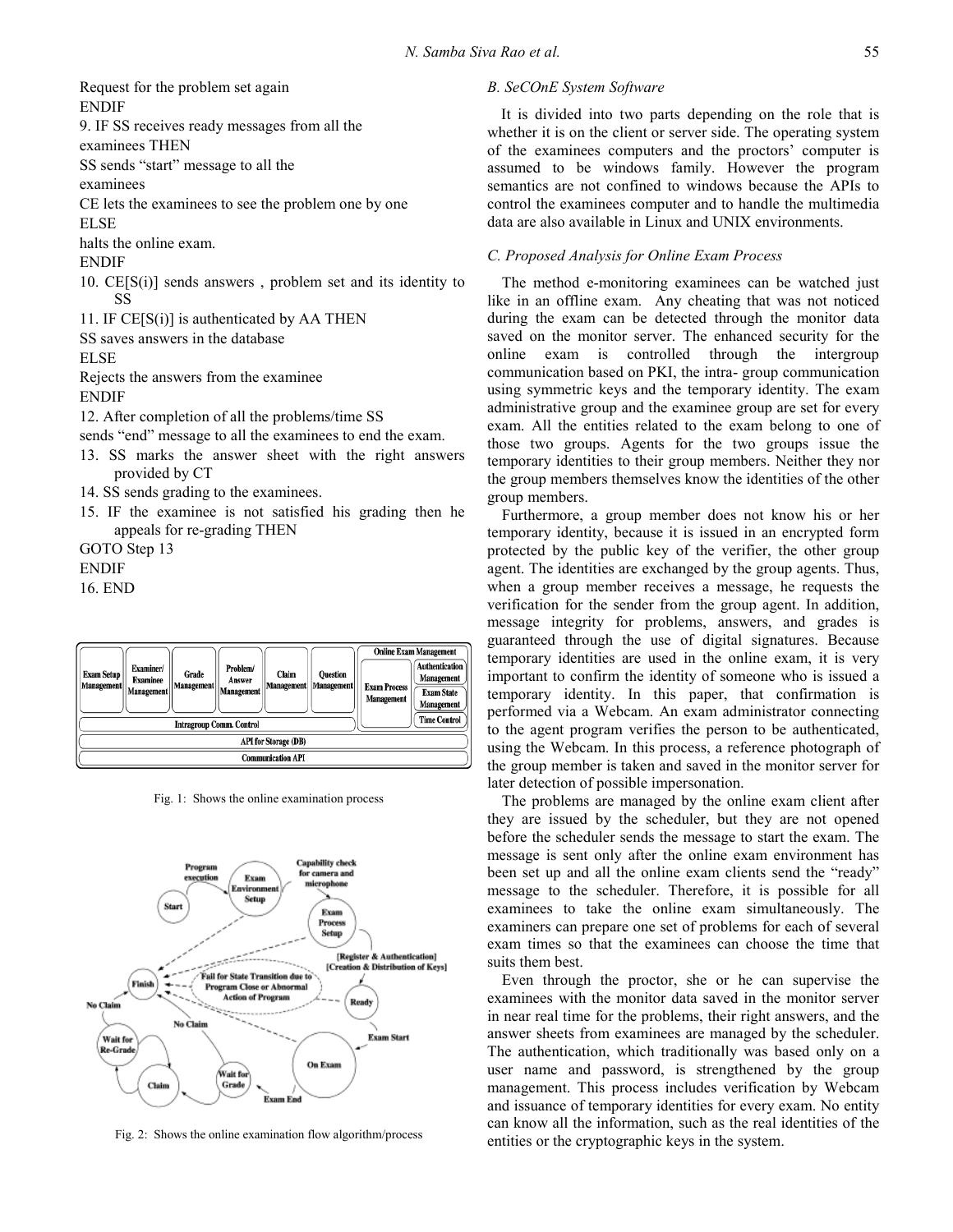Request for the problem set again
ENDIF
9. IF SS receives ready messages from all the examinees THEN
SS sends "start" message to all the examinees
CE lets the examinees to see the problem one by one
ELSE
halts the online exam.
ENDIF
10. CE[S(i)] sends answers , problem set and its identity to SS
11. IF CE[S(i)] is authenticated by AA THEN
SS saves answers in the database
ELSE
Rejects the answers from the examinee
ENDIF
12. After completion of all the problems/time SS sends "end" message to all the examinees to end the exam.
13. SS marks the answer sheet with the right answers provided by CT
14. SS sends grading to the examinees.
15. IF the examinee is not satisfied his grading then he appeals for re-grading THEN
GOTO Step 13
ENDIF
16. END

Online Exam Management
Exam Setup Management
Examiner/ Examinee Management
Grade Management
Problem/ Answer Management
Claim Management
Question Management
Exam Process Management
Authentication Management
Exam State Management
Time Control
Intragroup Comm. Control
API for Storage (DB)
Communication API

Fig. 1: Shows the online examination process

Start
Program execution
Exam Environment Setup
Capability check for camera and microphone
Exam Process Setup
[Register & Authentication]
[Creation & Distribution of Keys]
Ready
Exam Start
On Exam
Exam End
Wait for Grade
Claim
Wait for Re-Grade
No Claim
No Claim
Finish
Fail for State Transition due to Program Close or Abnormal Action of Program

Fig. 2: Shows the online examination flow algorithm/process

### *B. SeCOnE System Software*

It is divided into two parts depending on the role that is whether it is on the client or server side. The operating system of the examinees computers and the proctors' computer is assumed to be windows family. However the program semantics are not confined to windows because the APIs to control the examinees computer and to handle the multimedia data are also available in Linux and UNIX environments.

### *C. Proposed Analysis for Online Exam Process*

The method e-monitoring examinees can be watched just like in an offline exam. Any cheating that was not noticed during the exam can be detected through the monitor data saved on the monitor server. The enhanced security for the online exam is controlled through the intergroup communication based on PKI, the intra- group communication using symmetric keys and the temporary identity. The exam administrative group and the examinee group are set for every exam. All the entities related to the exam belong to one of those two groups. Agents for the two groups issue the temporary identities to their group members. Neither they nor the group members themselves know the identities of the other group members.

Furthermore, a group member does not know his or her temporary identity, because it is issued in an encrypted form protected by the public key of the verifier, the other group agent. The identities are exchanged by the group agents. Thus, when a group member receives a message, he requests the verification for the sender from the group agent. In addition, message integrity for problems, answers, and grades is guaranteed through the use of digital signatures. Because temporary identities are used in the online exam, it is very important to confirm the identity of someone who is issued a temporary identity. In this paper, that confirmation is performed via a Webcam. An exam administrator connecting to the agent program verifies the person to be authenticated, using the Webcam. In this process, a reference photograph of the group member is taken and saved in the monitor server for later detection of possible impersonation.

The problems are managed by the online exam client after they are issued by the scheduler, but they are not opened before the scheduler sends the message to start the exam. The message is sent only after the online exam environment has been set up and all the online exam clients send the "ready" message to the scheduler. Therefore, it is possible for all examinees to take the online exam simultaneously. The examiners can prepare one set of problems for each of several exam times so that the examinees can choose the time that suits them best.

Even through the proctor, she or he can supervise the examinees with the monitor data saved in the monitor server in near real time for the problems, their right answers, and the answer sheets from examinees are managed by the scheduler. The authentication, which traditionally was based only on a user name and password, is strengthened by the group management. This process includes verification by Webcam and issuance of temporary identities for every exam. No entity can know all the information, such as the real identities of the entities or the cryptographic keys in the system.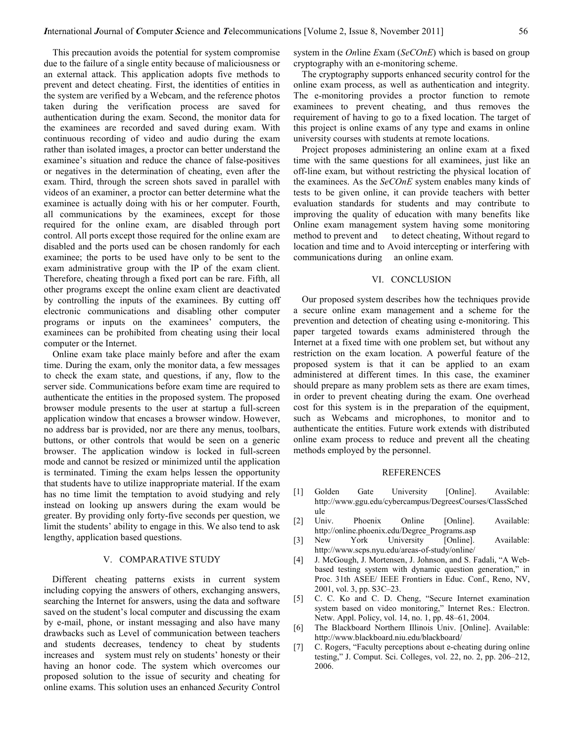This precaution avoids the potential for system compromise due to the failure of a single entity because of maliciousness or an external attack. This application adopts five methods to prevent and detect cheating. First, the identities of entities in the system are verified by a Webcam, and the reference photos taken during the verification process are saved for authentication during the exam. Second, the monitor data for the examinees are recorded and saved during exam. With continuous recording of video and audio during the exam rather than isolated images, a proctor can better understand the examinee's situation and reduce the chance of false-positives or negatives in the determination of cheating, even after the exam. Third, through the screen shots saved in parallel with videos of an examiner, a proctor can better determine what the examinee is actually doing with his or her computer. Fourth, all communications by the examinees, except for those required for the online exam, are disabled through port control. All ports except those required for the online exam are disabled and the ports used can be chosen randomly for each examinee; the ports to be used have only to be sent to the exam administrative group with the IP of the exam client. Therefore, cheating through a fixed port can be rare. Fifth, all other programs except the online exam client are deactivated by controlling the inputs of the examinees. By cutting off electronic communications and disabling other computer programs or inputs on the examinees' computers, the examinees can be prohibited from cheating using their local computer or the Internet.

Online exam take place mainly before and after the exam time. During the exam, only the monitor data, a few messages to check the exam state, and questions, if any, flow to the server side. Communications before exam time are required to authenticate the entities in the proposed system. The proposed browser module presents to the user at startup a full-screen application window that encases a browser window. However, no address bar is provided, nor are there any menus, toolbars, buttons, or other controls that would be seen on a generic browser. The application window is locked in full-screen mode and cannot be resized or minimized until the application is terminated. Timing the exam helps lessen the opportunity that students have to utilize inappropriate material. If the exam has no time limit the temptation to avoid studying and rely instead on looking up answers during the exam would be greater. By providing only forty-five seconds per question, we limit the students' ability to engage in this. We also tend to ask lengthy, application based questions.

## V. COMPARATIVE STUDY

Different cheating patterns exists in current system including copying the answers of others, exchanging answers, searching the Internet for answers, using the data and software saved on the student's local computer and discussing the exam by e-mail, phone, or instant messaging and also have many drawbacks such as Level of communication between teachers and students decreases, tendency to cheat by students increases and system must rely on students' honesty or their having an honor code. The system which overcomes our proposed solution to the issue of security and cheating for online exams. This solution uses an enhanced *Se*curity *C*ontrol system in the *On*line *E*xam (*SeCOnE*) which is based on group cryptography with an e-monitoring scheme.

The cryptography supports enhanced security control for the online exam process, as well as authentication and integrity. The e-monitoring provides a proctor function to remote examinees to prevent cheating, and thus removes the requirement of having to go to a fixed location. The target of this project is online exams of any type and exams in online university courses with students at remote locations.

Project proposes administering an online exam at a fixed time with the same questions for all examinees, just like an off-line exam, but without restricting the physical location of the examinees. As the *SeCOnE* system enables many kinds of tests to be given online, it can provide teachers with better evaluation standards for students and may contribute to improving the quality of education with many benefits like Online exam management system having some monitoring method to prevent and to detect cheating, Without regard to location and time and to Avoid intercepting or interfering with communications during an online exam.

## VI. CONCLUSION

Our proposed system describes how the techniques provide a secure online exam management and a scheme for the prevention and detection of cheating using e-monitoring. This paper targeted towards exams administered through the Internet at a fixed time with one problem set, but without any restriction on the exam location. A powerful feature of the proposed system is that it can be applied to an exam administered at different times. In this case, the examiner should prepare as many problem sets as there are exam times, in order to prevent cheating during the exam. One overhead cost for this system is in the preparation of the equipment, such as Webcams and microphones, to monitor and to authenticate the entities. Future work extends with distributed online exam process to reduce and prevent all the cheating methods employed by the personnel.

## REFERENCES

[1] Golden Gate University [Online]. Available: http://www.ggu.edu/cybercampus/DegreesCourses/ClassSchedule

[2] Univ. Phoenix Online [Online]. Available: http://online.phoenix.edu/Degree_Programs.asp

[3] New York University [Online]. Available: http://www.scps.nyu.edu/areas-of-study/online/

[4] J. McGough, J. Mortensen, J. Johnson, and S. Fadali, "A Web-based testing system with dynamic question generation," in Proc. 31th ASEE/ IEEE Frontiers in Educ. Conf., Reno, NV, 2001, vol. 3, pp. S3C–23.

[5] C. C. Ko and C. D. Cheng, "Secure Internet examination system based on video monitoring," Internet Res.: Electron. Netw. Appl. Policy, vol. 14, no. 1, pp. 48–61, 2004.

[6] The Blackboard Northern Illinois Univ. [Online]. Available: http://www.blackboard.niu.edu/blackboard/

[7] C. Rogers, "Faculty perceptions about e-cheating during online testing," J. Comput. Sci. Colleges, vol. 22, no. 2, pp. 206–212, 2006.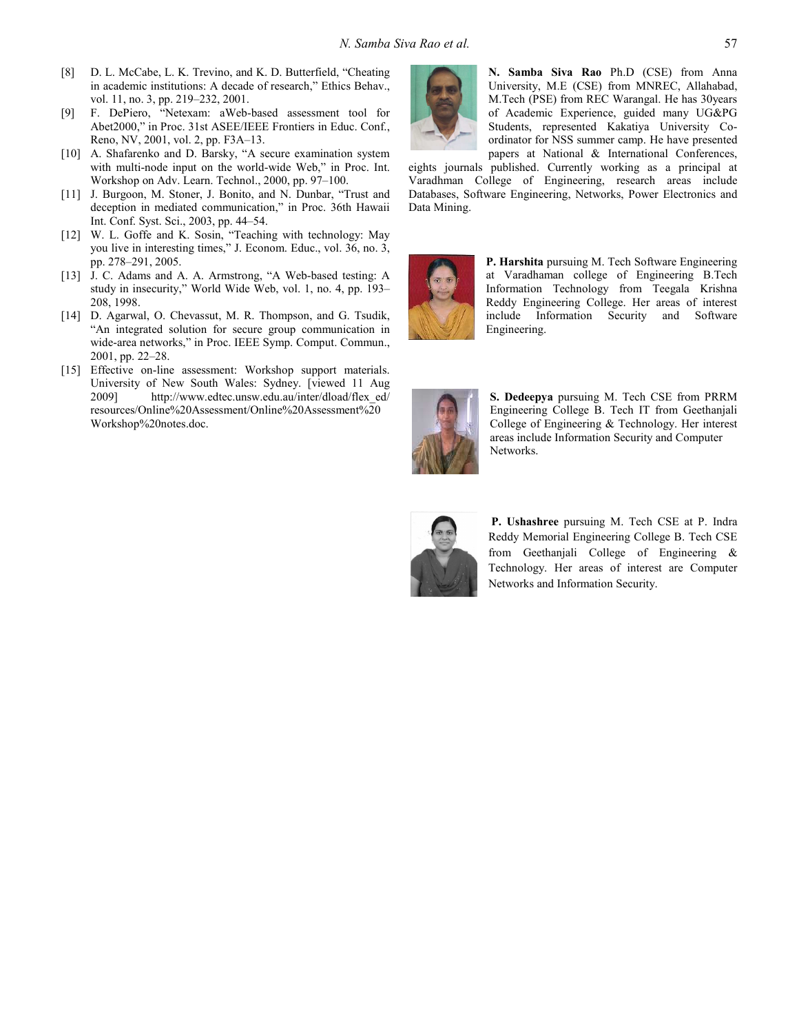[8] D. L. McCabe, L. K. Trevino, and K. D. Butterfield, "Cheating in academic institutions: A decade of research," Ethics Behav., vol. 11, no. 3, pp. 219–232, 2001.

[9] F. DePiero, "Netexam: aWeb-based assessment tool for Abet2000," in Proc. 31st ASEE/IEEE Frontiers in Educ. Conf., Reno, NV, 2001, vol. 2, pp. F3A–13.

[10] A. Shafarenko and D. Barsky, "A secure examination system with multi-node input on the world-wide Web," in Proc. Int. Workshop on Adv. Learn. Technol., 2000, pp. 97–100.

[11] J. Burgoon, M. Stoner, J. Bonito, and N. Dunbar, "Trust and deception in mediated communication," in Proc. 36th Hawaii Int. Conf. Syst. Sci., 2003, pp. 44–54.

[12] W. L. Goffe and K. Sosin, "Teaching with technology: May you live in interesting times," J. Econom. Educ., vol. 36, no. 3, pp. 278–291, 2005.

[13] J. C. Adams and A. A. Armstrong, "A Web-based testing: A study in insecurity," World Wide Web, vol. 1, no. 4, pp. 193–208, 1998.

[14] D. Agarwal, O. Chevassut, M. R. Thompson, and G. Tsudik, "An integrated solution for secure group communication in wide-area networks," in Proc. IEEE Symp. Comput. Commun., 2001, pp. 22–28.

[15] Effective on-line assessment: Workshop support materials. University of New South Wales: Sydney. [viewed 11 Aug 2009] http://www.edtec.unsw.edu.au/inter/dload/flex_ed/resources/Online%20Assessment/Online%20Assessment%20Workshop%20notes.doc.

**N. Samba Siva Rao** Ph.D (CSE) from Anna University, M.E (CSE) from MNREC, Allahabad, M.Tech (PSE) from REC Warangal. He has 30years of Academic Experience, guided many UG&PG Students, represented Kakatiya University Co-ordinator for NSS summer camp. He have presented papers at National & International Conferences, eights journals published. Currently working as a principal at Varadhman College of Engineering, research areas include Databases, Software Engineering, Networks, Power Electronics and Data Mining.

**P. Harshita** pursuing M. Tech Software Engineering at Varadhaman college of Engineering B.Tech Information Technology from Teegala Krishna Reddy Engineering College. Her areas of interest include Information Security and Software Engineering.

**S. Dedeepya** pursuing M. Tech CSE from PRRM Engineering College B. Tech IT from Geethanjali College of Engineering & Technology. Her interest areas include Information Security and Computer Networks.

**P. Ushashree** pursuing M. Tech CSE at P. Indra Reddy Memorial Engineering College B. Tech CSE from Geethanjali College of Engineering & Technology. Her areas of interest are Computer Networks and Information Security.